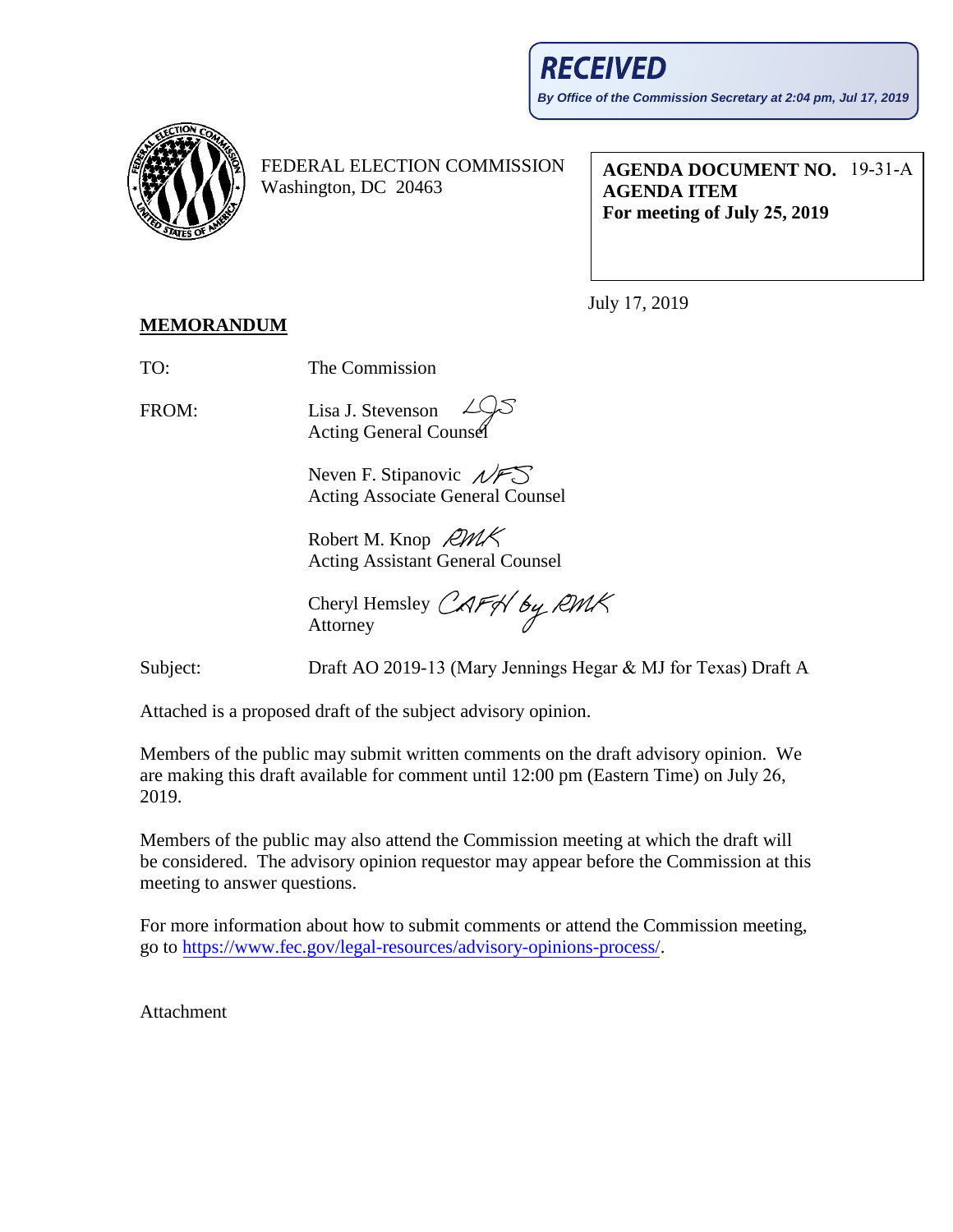**RECEIVED**

***By Office of the Commission Secretary at 2:04 pm, Jul 17, 2019***

FEDERAL ELECTION COMMISSION
Washington, DC 20463

**AGENDA DOCUMENT NO.** 19-31-A
**AGENDA ITEM**
**For meeting of July 25, 2019**

July 17, 2019

**MEMORANDUM**

TO: The Commission

FROM: Lisa J. Stevenson *LJS*
Acting General Counsel

Neven F. Stipanovic *NFS*
Acting Associate General Counsel

Robert M. Knop *RMK*
Acting Assistant General Counsel

Cheryl Hemsley *CAFH by RMK*
Attorney

Subject: Draft AO 2019-13 (Mary Jennings Hegar & MJ for Texas) Draft A

Attached is a proposed draft of the subject advisory opinion.

Members of the public may submit written comments on the draft advisory opinion. We are making this draft available for comment until 12:00 pm (Eastern Time) on July 26, 2019.

Members of the public may also attend the Commission meeting at which the draft will be considered. The advisory opinion requestor may appear before the Commission at this meeting to answer questions.

For more information about how to submit comments or attend the Commission meeting, go to https://www.fec.gov/legal-resources/advisory-opinions-process/.

Attachment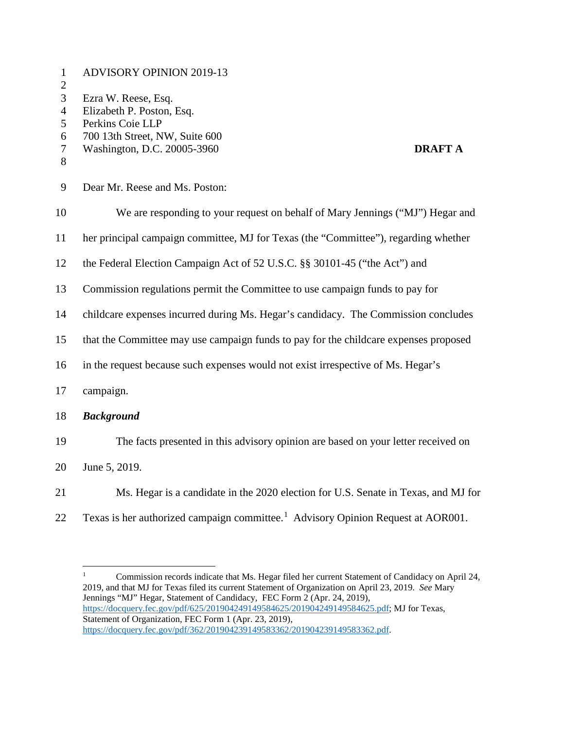ADVISORY OPINION 2019-13

Ezra W. Reese, Esq.
Elizabeth P. Poston, Esq.
Perkins Coie LLP
700 13th Street, NW, Suite 600
Washington, D.C. 20005-3960

**DRAFT A**

Dear Mr. Reese and Ms. Poston:

We are responding to your request on behalf of Mary Jennings ("MJ") Hegar and her principal campaign committee, MJ for Texas (the "Committee"), regarding whether the Federal Election Campaign Act of 52 U.S.C. §§ 30101-45 ("the Act") and Commission regulations permit the Committee to use campaign funds to pay for childcare expenses incurred during Ms. Hegar's candidacy. The Commission concludes that the Committee may use campaign funds to pay for the childcare expenses proposed in the request because such expenses would not exist irrespective of Ms. Hegar's campaign.

***Background***

The facts presented in this advisory opinion are based on your letter received on June 5, 2019.

Ms. Hegar is a candidate in the 2020 election for U.S. Senate in Texas, and MJ for Texas is her authorized campaign committee.[1] Advisory Opinion Request at AOR001.

[1] Commission records indicate that Ms. Hegar filed her current Statement of Candidacy on April 24, 2019, and that MJ for Texas filed its current Statement of Organization on April 23, 2019. *See* Mary Jennings "MJ" Hegar, Statement of Candidacy, FEC Form 2 (Apr. 24, 2019), https://docquery.fec.gov/pdf/625/201904249149584625/201904249149584625.pdf; MJ for Texas, Statement of Organization, FEC Form 1 (Apr. 23, 2019), https://docquery.fec.gov/pdf/362/201904239149583362/201904239149583362.pdf.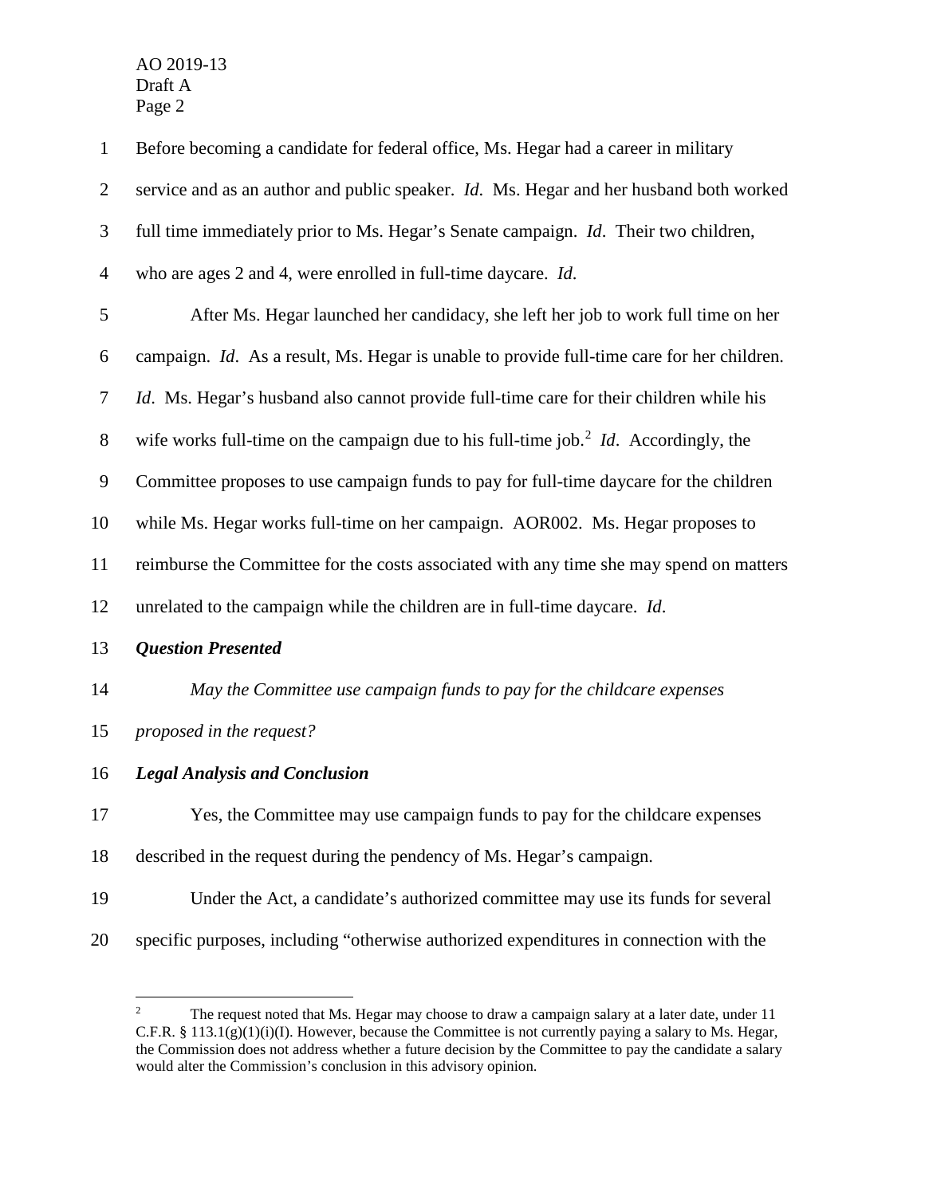Before becoming a candidate for federal office, Ms. Hegar had a career in military service and as an author and public speaker. *Id*. Ms. Hegar and her husband both worked full time immediately prior to Ms. Hegar's Senate campaign. *Id*. Their two children, who are ages 2 and 4, were enrolled in full-time daycare. *Id*.

After Ms. Hegar launched her candidacy, she left her job to work full time on her campaign. *Id*. As a result, Ms. Hegar is unable to provide full-time care for her children. *Id*. Ms. Hegar's husband also cannot provide full-time care for their children while his wife works full-time on the campaign due to his full-time job.[2] *Id*. Accordingly, the Committee proposes to use campaign funds to pay for full-time daycare for the children while Ms. Hegar works full-time on her campaign. AOR002. Ms. Hegar proposes to reimburse the Committee for the costs associated with any time she may spend on matters unrelated to the campaign while the children are in full-time daycare. *Id*.

***Question Presented***

*May the Committee use campaign funds to pay for the childcare expenses proposed in the request?*

***Legal Analysis and Conclusion***

Yes, the Committee may use campaign funds to pay for the childcare expenses described in the request during the pendency of Ms. Hegar's campaign.

Under the Act, a candidate's authorized committee may use its funds for several specific purposes, including "otherwise authorized expenditures in connection with the

---

[2] The request noted that Ms. Hegar may choose to draw a campaign salary at a later date, under 11 C.F.R. § 113.1(g)(1)(i)(I). However, because the Committee is not currently paying a salary to Ms. Hegar, the Commission does not address whether a future decision by the Committee to pay the candidate a salary would alter the Commission's conclusion in this advisory opinion.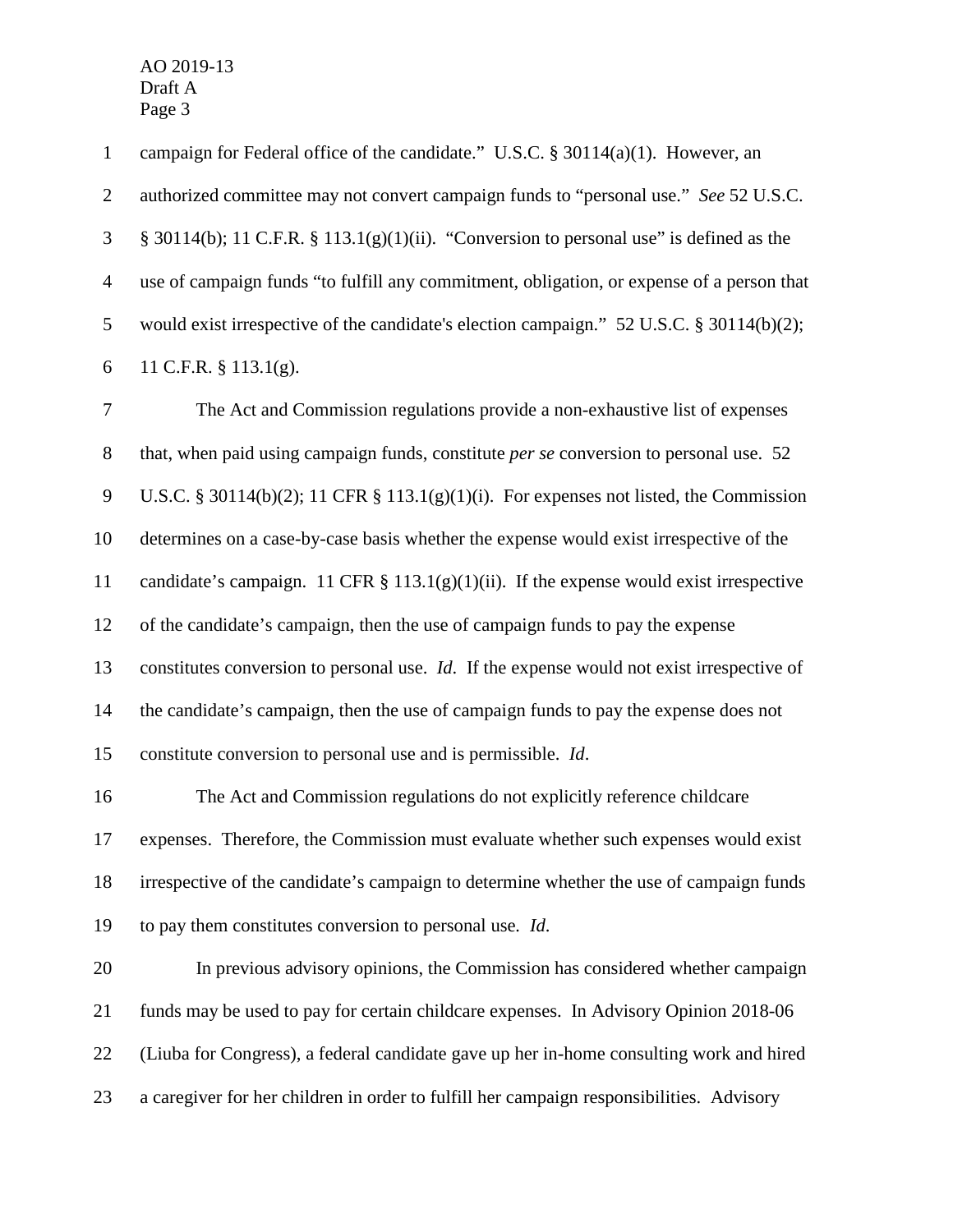campaign for Federal office of the candidate." U.S.C. § 30114(a)(1). However, an authorized committee may not convert campaign funds to "personal use." *See* 52 U.S.C. § 30114(b); 11 C.F.R. § 113.1(g)(1)(ii). "Conversion to personal use" is defined as the use of campaign funds "to fulfill any commitment, obligation, or expense of a person that would exist irrespective of the candidate's election campaign." 52 U.S.C. § 30114(b)(2); 11 C.F.R. § 113.1(g).

The Act and Commission regulations provide a non-exhaustive list of expenses that, when paid using campaign funds, constitute *per se* conversion to personal use. 52 U.S.C. § 30114(b)(2); 11 CFR § 113.1(g)(1)(i). For expenses not listed, the Commission determines on a case-by-case basis whether the expense would exist irrespective of the candidate's campaign. 11 CFR § 113.1(g)(1)(ii). If the expense would exist irrespective of the candidate's campaign, then the use of campaign funds to pay the expense constitutes conversion to personal use. *Id*. If the expense would not exist irrespective of the candidate's campaign, then the use of campaign funds to pay the expense does not constitute conversion to personal use and is permissible. *Id*.

The Act and Commission regulations do not explicitly reference childcare expenses. Therefore, the Commission must evaluate whether such expenses would exist irrespective of the candidate's campaign to determine whether the use of campaign funds to pay them constitutes conversion to personal use. *Id*.

In previous advisory opinions, the Commission has considered whether campaign funds may be used to pay for certain childcare expenses. In Advisory Opinion 2018-06 (Liuba for Congress), a federal candidate gave up her in-home consulting work and hired a caregiver for her children in order to fulfill her campaign responsibilities. Advisory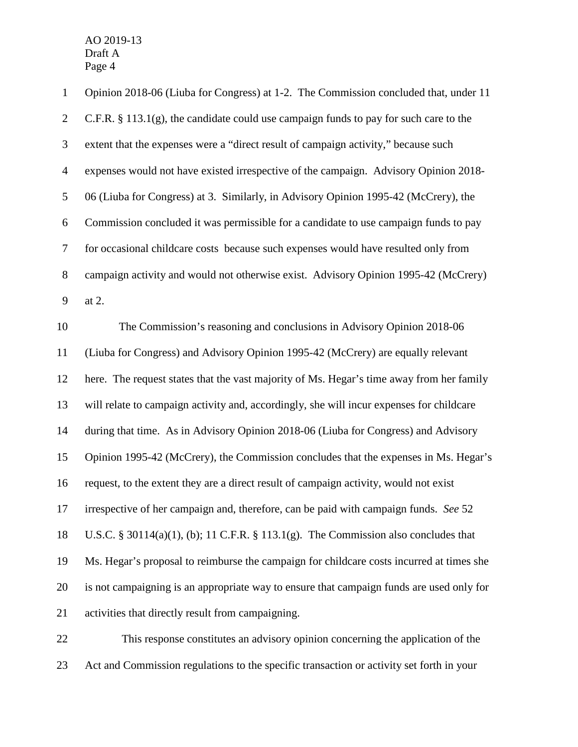Opinion 2018-06 (Liuba for Congress) at 1-2. The Commission concluded that, under 11 C.F.R. § 113.1(g), the candidate could use campaign funds to pay for such care to the extent that the expenses were a "direct result of campaign activity," because such expenses would not have existed irrespective of the campaign. Advisory Opinion 2018-06 (Liuba for Congress) at 3. Similarly, in Advisory Opinion 1995-42 (McCrery), the Commission concluded it was permissible for a candidate to use campaign funds to pay for occasional childcare costs because such expenses would have resulted only from campaign activity and would not otherwise exist. Advisory Opinion 1995-42 (McCrery) at 2.

The Commission's reasoning and conclusions in Advisory Opinion 2018-06 (Liuba for Congress) and Advisory Opinion 1995-42 (McCrery) are equally relevant here. The request states that the vast majority of Ms. Hegar's time away from her family will relate to campaign activity and, accordingly, she will incur expenses for childcare during that time. As in Advisory Opinion 2018-06 (Liuba for Congress) and Advisory Opinion 1995-42 (McCrery), the Commission concludes that the expenses in Ms. Hegar's request, to the extent they are a direct result of campaign activity, would not exist irrespective of her campaign and, therefore, can be paid with campaign funds. *See* 52 U.S.C. § 30114(a)(1), (b); 11 C.F.R. § 113.1(g). The Commission also concludes that Ms. Hegar's proposal to reimburse the campaign for childcare costs incurred at times she is not campaigning is an appropriate way to ensure that campaign funds are used only for activities that directly result from campaigning.

This response constitutes an advisory opinion concerning the application of the Act and Commission regulations to the specific transaction or activity set forth in your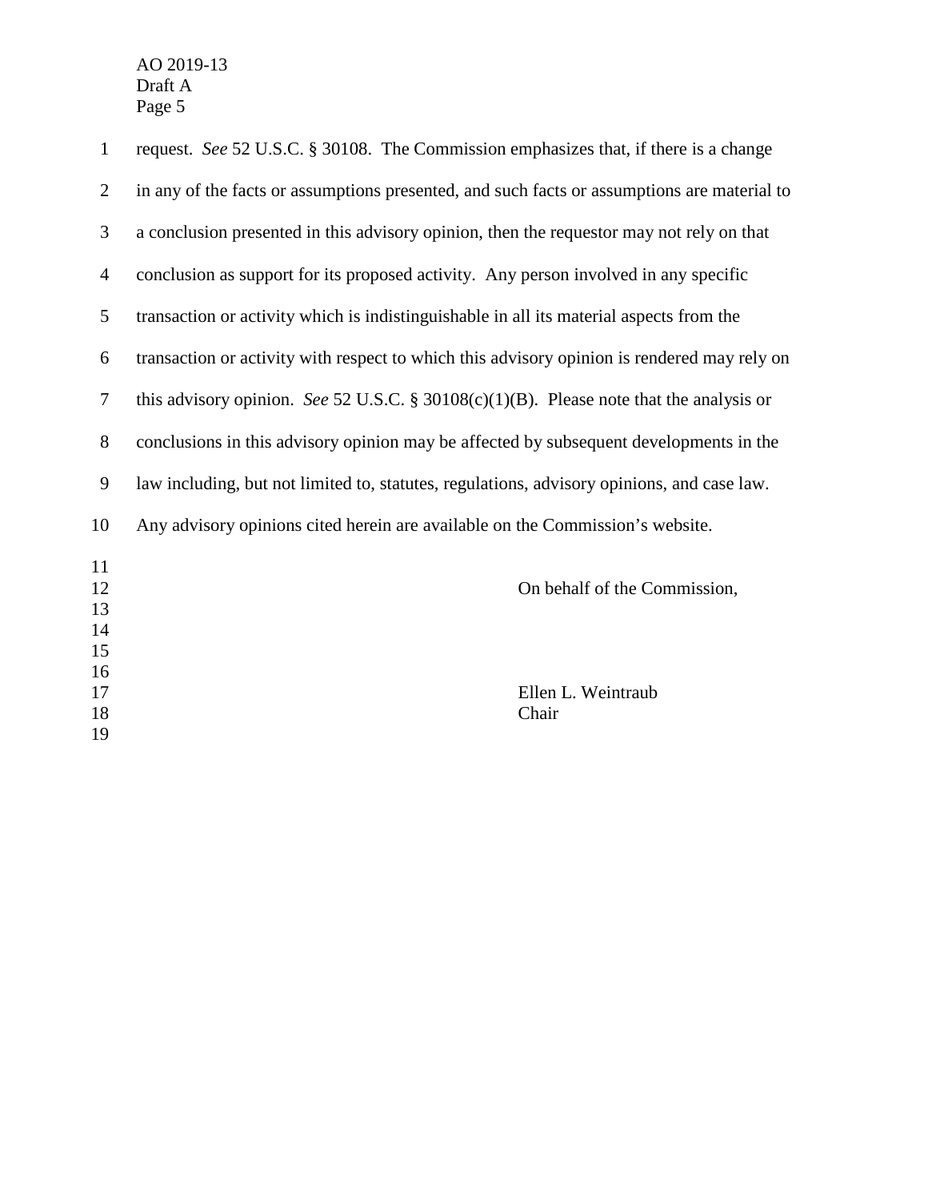request. *See* 52 U.S.C. § 30108. The Commission emphasizes that, if there is a change in any of the facts or assumptions presented, and such facts or assumptions are material to a conclusion presented in this advisory opinion, then the requestor may not rely on that conclusion as support for its proposed activity. Any person involved in any specific transaction or activity which is indistinguishable in all its material aspects from the transaction or activity with respect to which this advisory opinion is rendered may rely on this advisory opinion. *See* 52 U.S.C. § 30108(c)(1)(B). Please note that the analysis or conclusions in this advisory opinion may be affected by subsequent developments in the law including, but not limited to, statutes, regulations, advisory opinions, and case law. Any advisory opinions cited herein are available on the Commission's website.

On behalf of the Commission,

Ellen L. Weintraub
Chair